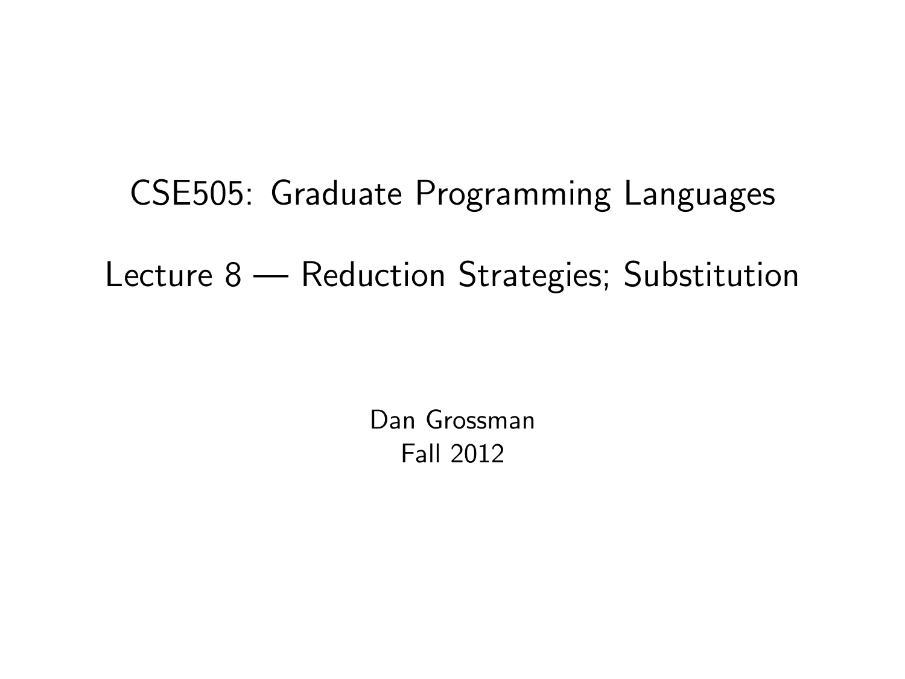# CSE505: Graduate Programming Languages

## Lecture 8 — Reduction Strategies; Substitution

Dan Grossman
Fall 2012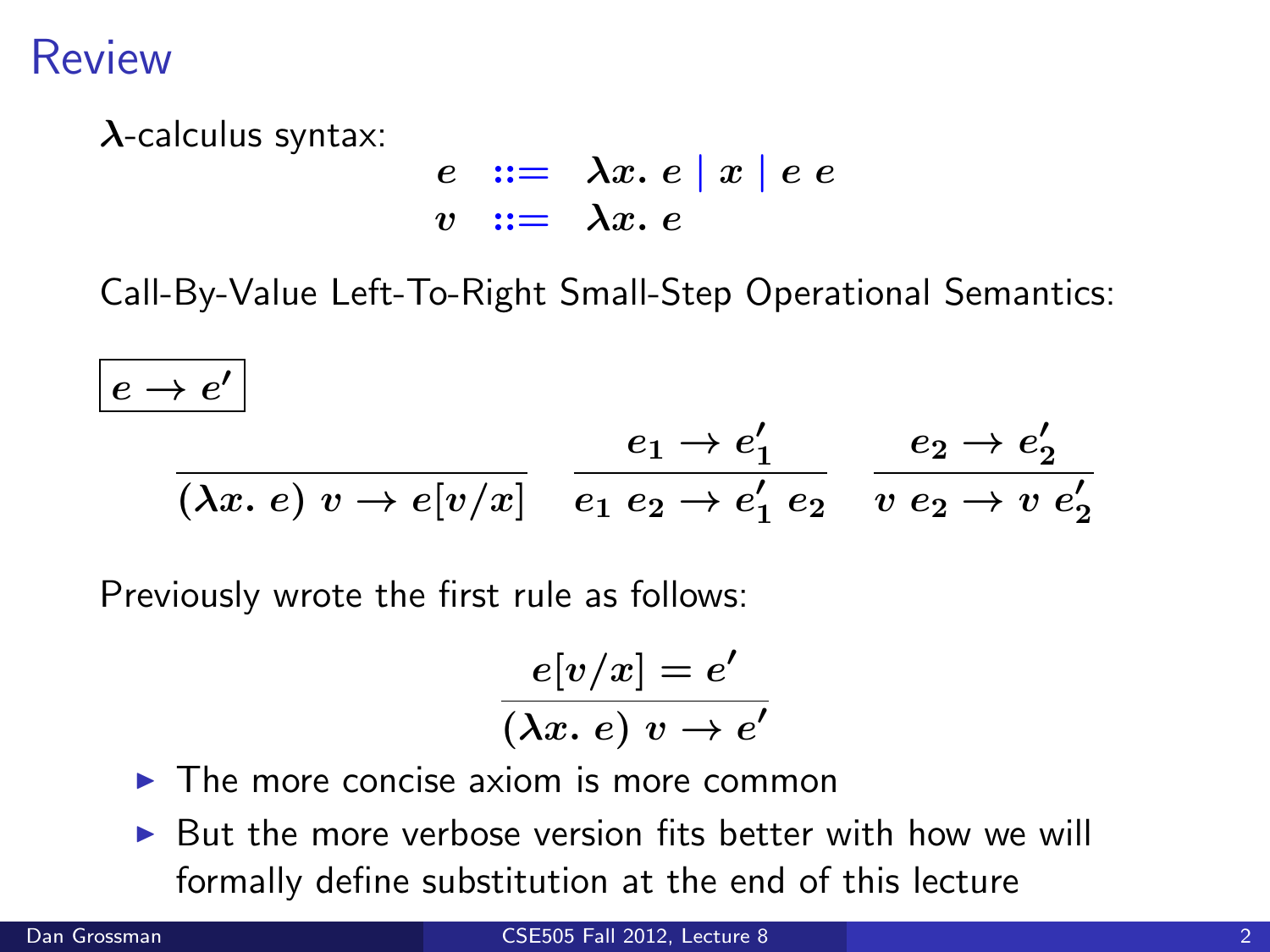# Review

$\lambda$-calculus syntax:

$$
\begin{array}{lcl}
e & ::= & \lambda x.\ e \mid x \mid e\ e \\
v & ::= & \lambda x.\ e
\end{array}
$$

Call-By-Value Left-To-Right Small-Step Operational Semantics:

$\boxed{e \rightarrow e'}$

$$
\frac{}{(\lambda x.\ e)\ v \rightarrow e[v/x]} \qquad \frac{e_1 \rightarrow e_1'}{e_1\ e_2 \rightarrow e_1'\ e_2} \qquad \frac{e_2 \rightarrow e_2'}{v\ e_2 \rightarrow v\ e_2'}
$$

Previously wrote the first rule as follows:

$$
\frac{e[v/x] = e'}{(\lambda x.\ e)\ v \rightarrow e'}
$$

- The more concise axiom is more common
- But the more verbose version fits better with how we will formally define substitution at the end of this lecture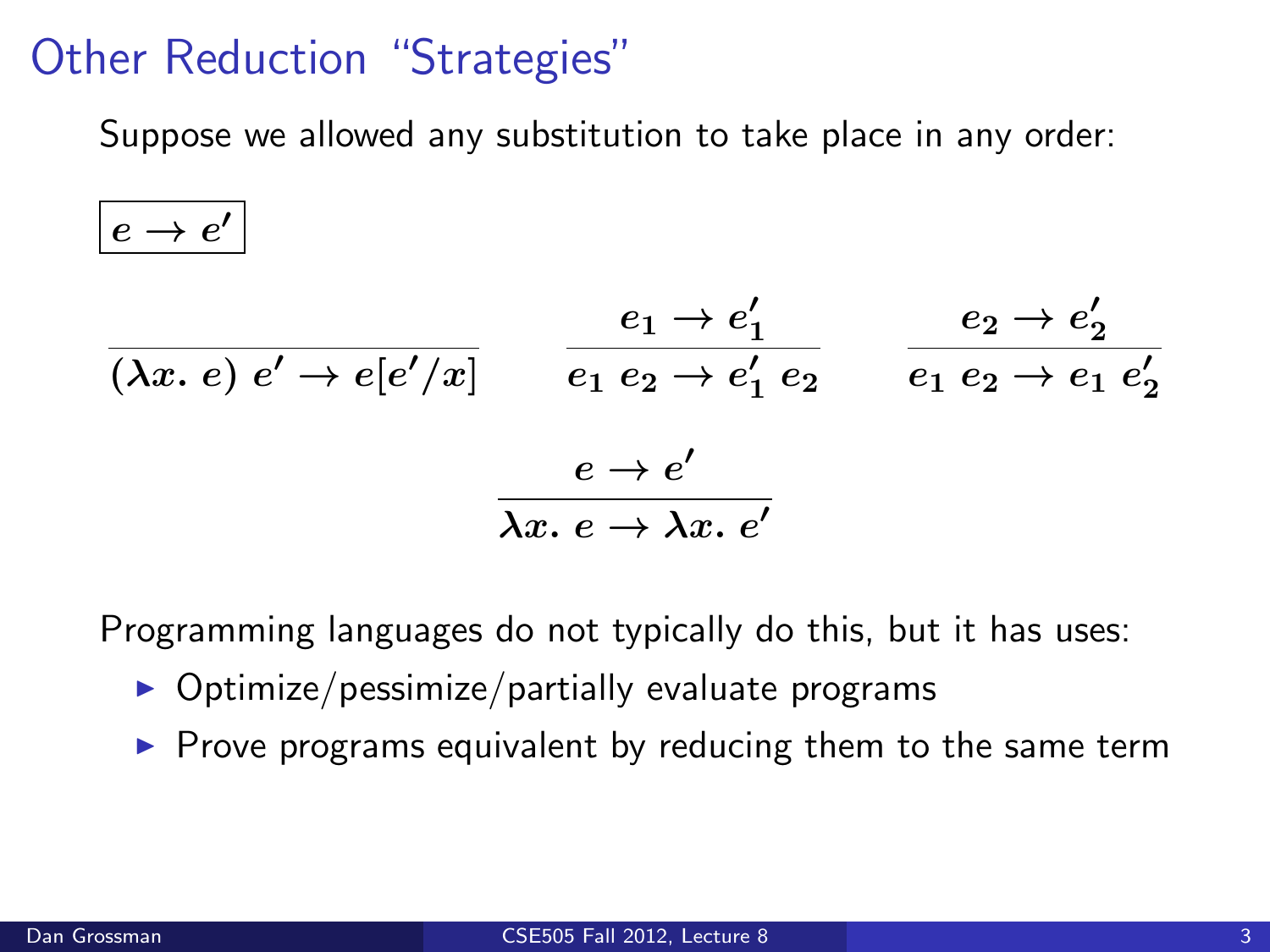# Other Reduction "Strategies"

Suppose we allowed any substitution to take place in any order:

$$\boxed{e \to e'}$$

$$\frac{}{(\lambda x.\ e)\ e' \to e[e'/x]} \qquad \frac{e_1 \to e_1'}{e_1\ e_2 \to e_1'\ e_2} \qquad \frac{e_2 \to e_2'}{e_1\ e_2 \to e_1\ e_2'}$$

$$\frac{e \to e'}{\lambda x.\ e \to \lambda x.\ e'}$$

Programming languages do not typically do this, but it has uses:

- Optimize/pessimize/partially evaluate programs
- Prove programs equivalent by reducing them to the same term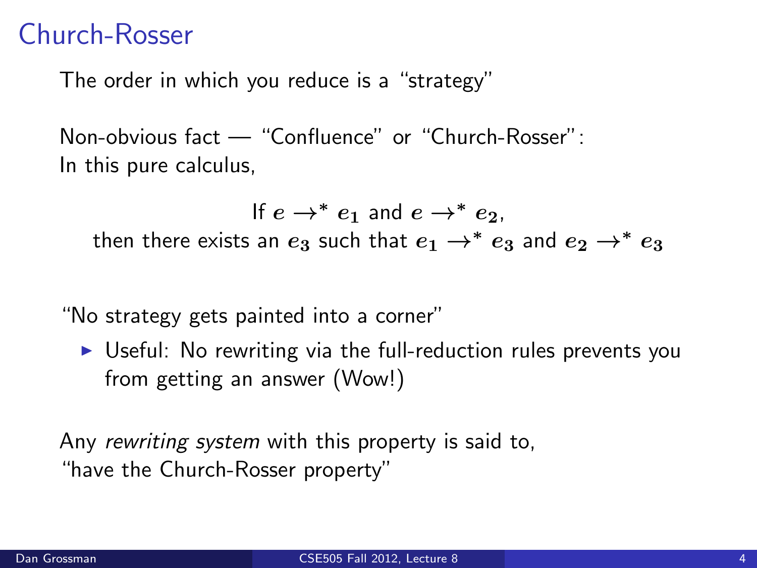# Church-Rosser

The order in which you reduce is a "strategy"

Non-obvious fact — "Confluence" or "Church-Rosser":
In this pure calculus,

$$\text{If } e \rightarrow^* e_1 \text{ and } e \rightarrow^* e_2,$$
$$\text{then there exists an } e_3 \text{ such that } e_1 \rightarrow^* e_3 \text{ and } e_2 \rightarrow^* e_3$$

"No strategy gets painted into a corner"

- Useful: No rewriting via the full-reduction rules prevents you from getting an answer (Wow!)

Any *rewriting system* with this property is said to, "have the Church-Rosser property"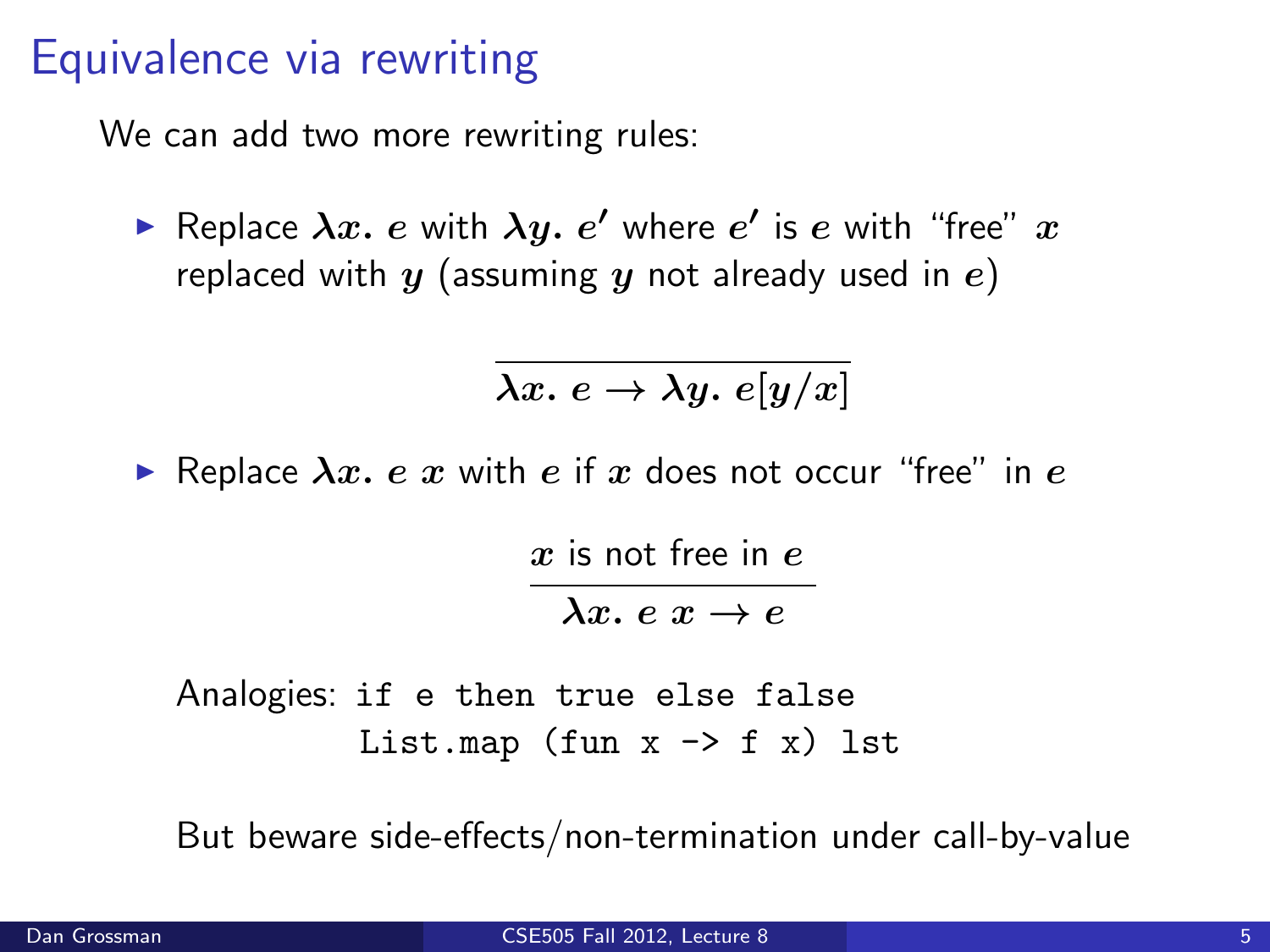# Equivalence via rewriting

We can add two more rewriting rules:

- Replace $\lambda x.\ e$ with $\lambda y.\ e'$ where $e'$ is $e$ with "free" $x$ replaced with $y$ (assuming $y$ not already used in $e$)

$$\frac{}{\lambda x.\ e \rightarrow \lambda y.\ e[y/x]}$$

- Replace $\lambda x.\ e\ x$ with $e$ if $x$ does not occur "free" in $e$

$$\frac{x \text{ is not free in } e}{\lambda x.\ e\ x \rightarrow e}$$

Analogies: `if e then true else false`
`List.map (fun x -> f x) lst`

But beware side-effects/non-termination under call-by-value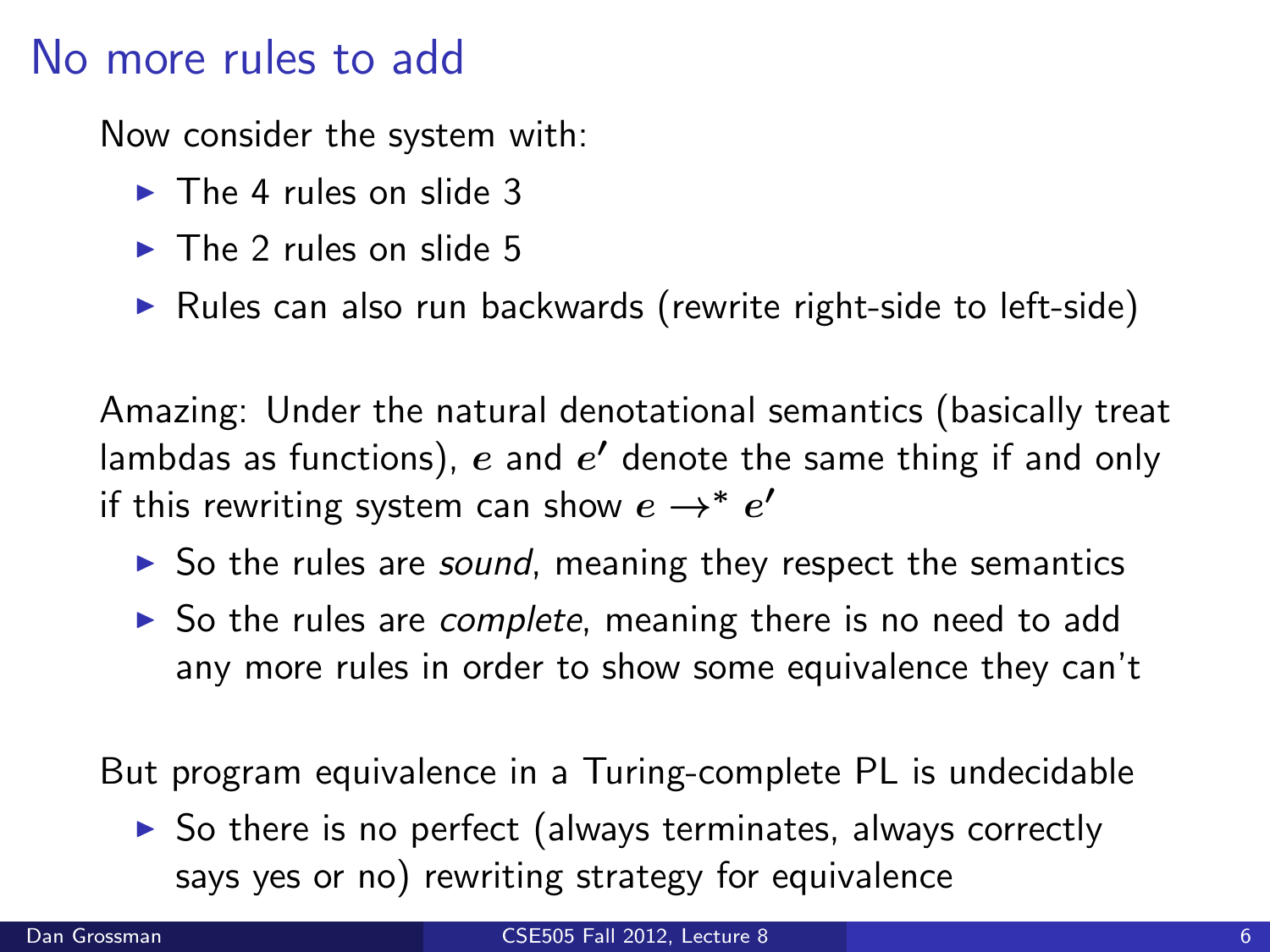# No more rules to add

Now consider the system with:

- The 4 rules on slide 3
- The 2 rules on slide 5
- Rules can also run backwards (rewrite right-side to left-side)

Amazing: Under the natural denotational semantics (basically treat lambdas as functions), $e$ and $e'$ denote the same thing if and only if this rewriting system can show $e \rightarrow^* e'$

- So the rules are *sound*, meaning they respect the semantics
- So the rules are *complete*, meaning there is no need to add any more rules in order to show some equivalence they can't

But program equivalence in a Turing-complete PL is undecidable

- So there is no perfect (always terminates, always correctly says yes or no) rewriting strategy for equivalence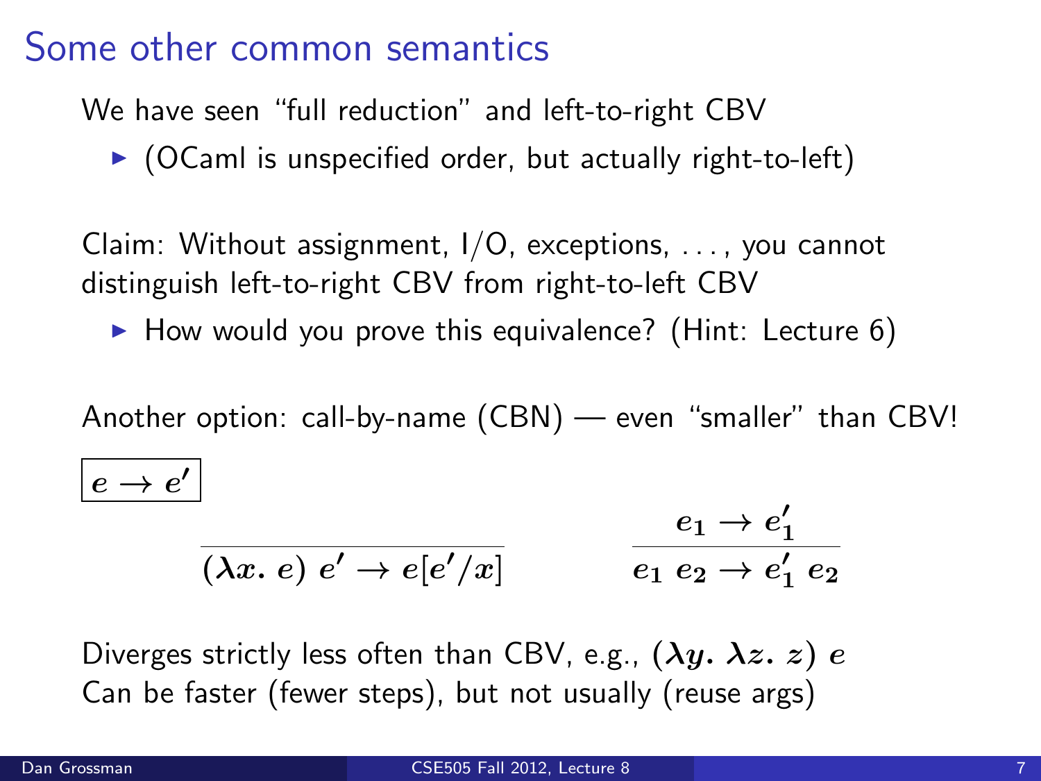# Some other common semantics

We have seen "full reduction" and left-to-right CBV

- (OCaml is unspecified order, but actually right-to-left)

Claim: Without assignment, I/O, exceptions, ..., you cannot distinguish left-to-right CBV from right-to-left CBV

- How would you prove this equivalence? (Hint: Lecture 6)

Another option: call-by-name (CBN) — even "smaller" than CBV!

$$\boxed{e \to e'}$$

$$\frac{}{(\lambda x.\ e)\ e' \to e[e'/x]} \qquad \frac{e_1 \to e_1'}{e_1\ e_2 \to e_1'\ e_2}$$

Diverges strictly less often than CBV, e.g., $(\lambda y.\ \lambda z.\ z)\ e$
Can be faster (fewer steps), but not usually (reuse args)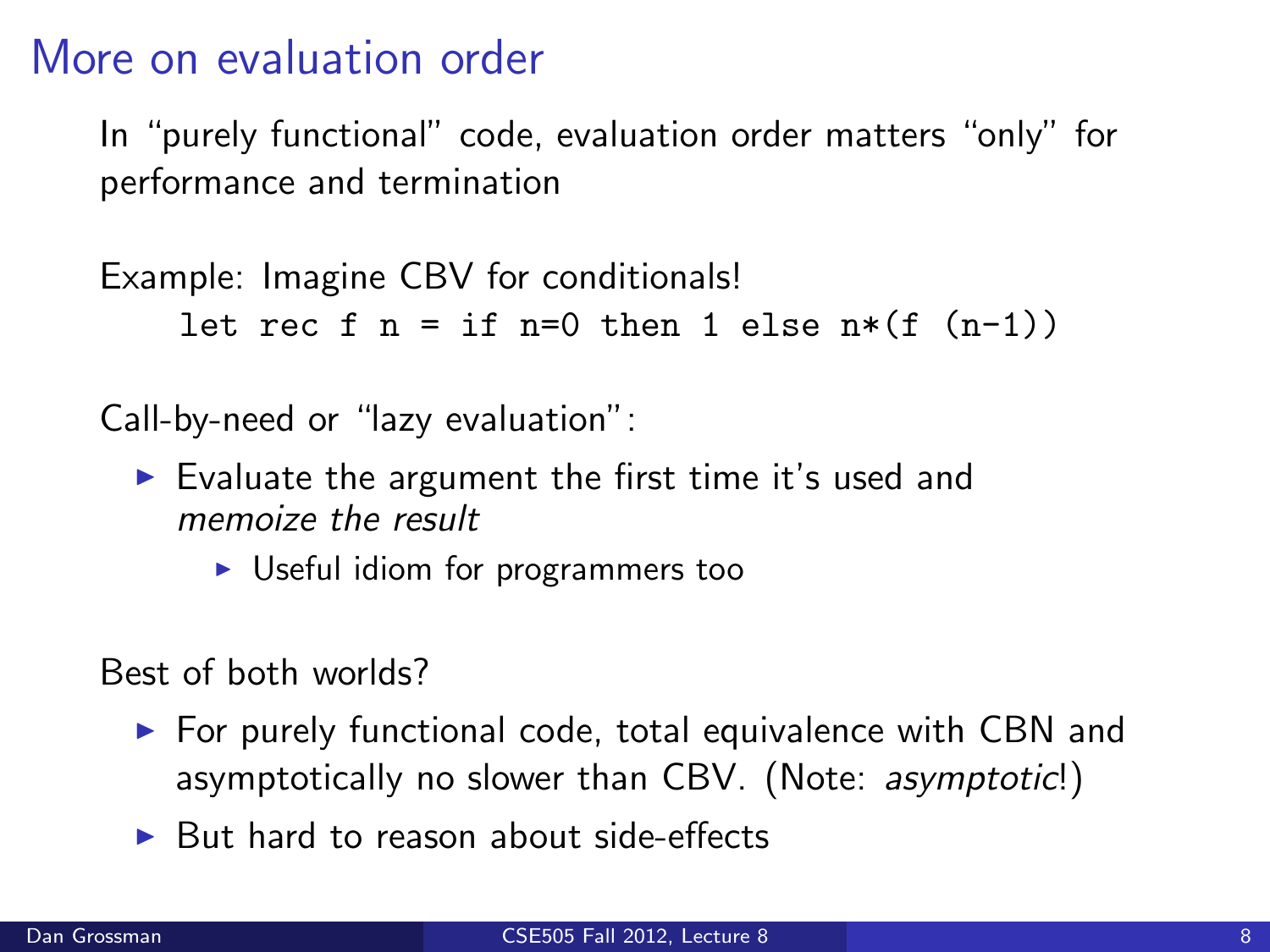# More on evaluation order

In "purely functional" code, evaluation order matters "only" for performance and termination

Example: Imagine CBV for conditionals!

```
let rec f n = if n=0 then 1 else n*(f (n-1))
```

Call-by-need or "lazy evaluation":

- Evaluate the argument the first time it's used and *memoize the result*
  - Useful idiom for programmers too

Best of both worlds?

- For purely functional code, total equivalence with CBN and asymptotically no slower than CBV. (Note: *asymptotic*!)
- But hard to reason about side-effects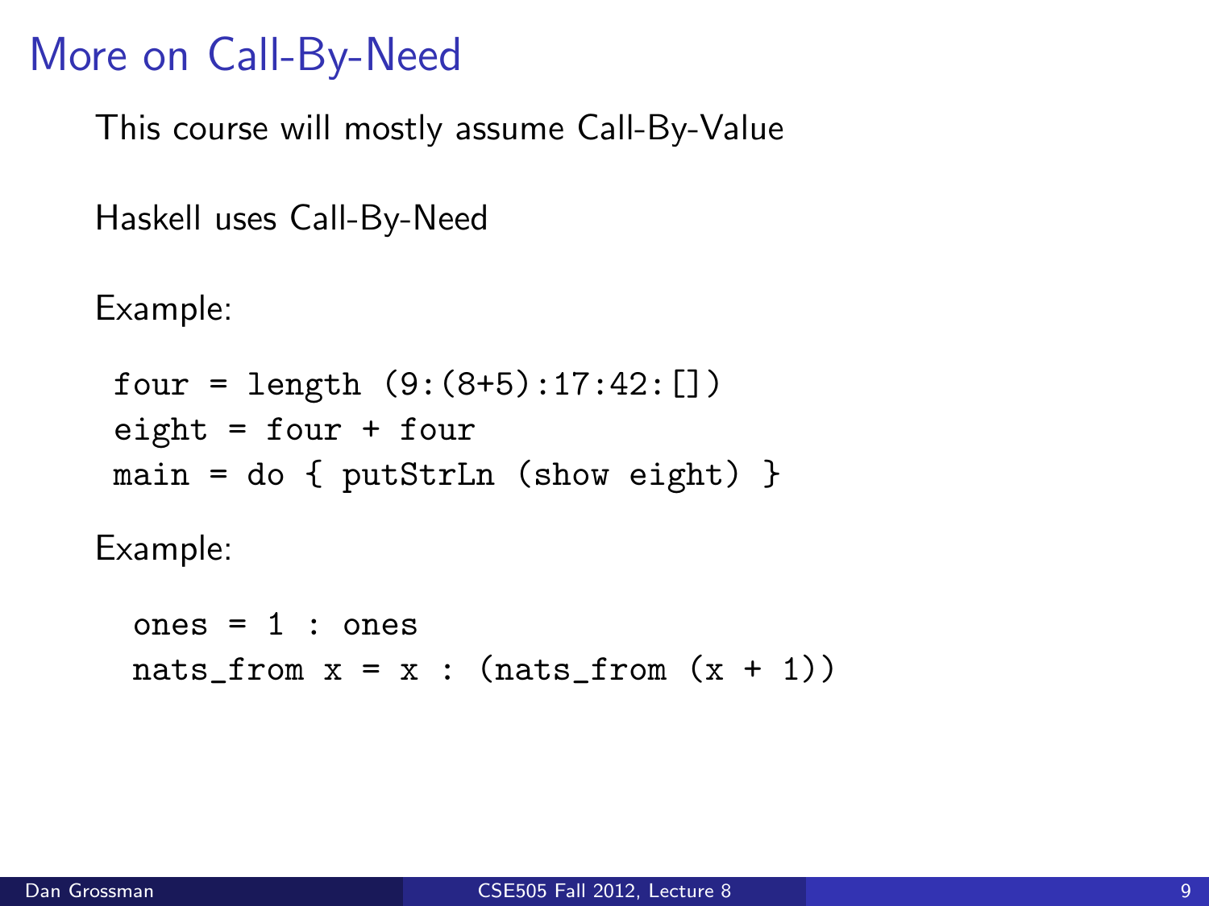# More on Call-By-Need

This course will mostly assume Call-By-Value

Haskell uses Call-By-Need

Example:

```
four = length (9:(8+5):17:42:[])
eight = four + four
main = do { putStrLn (show eight) }
```

Example:

```
ones = 1 : ones
nats_from x = x : (nats_from (x + 1))
```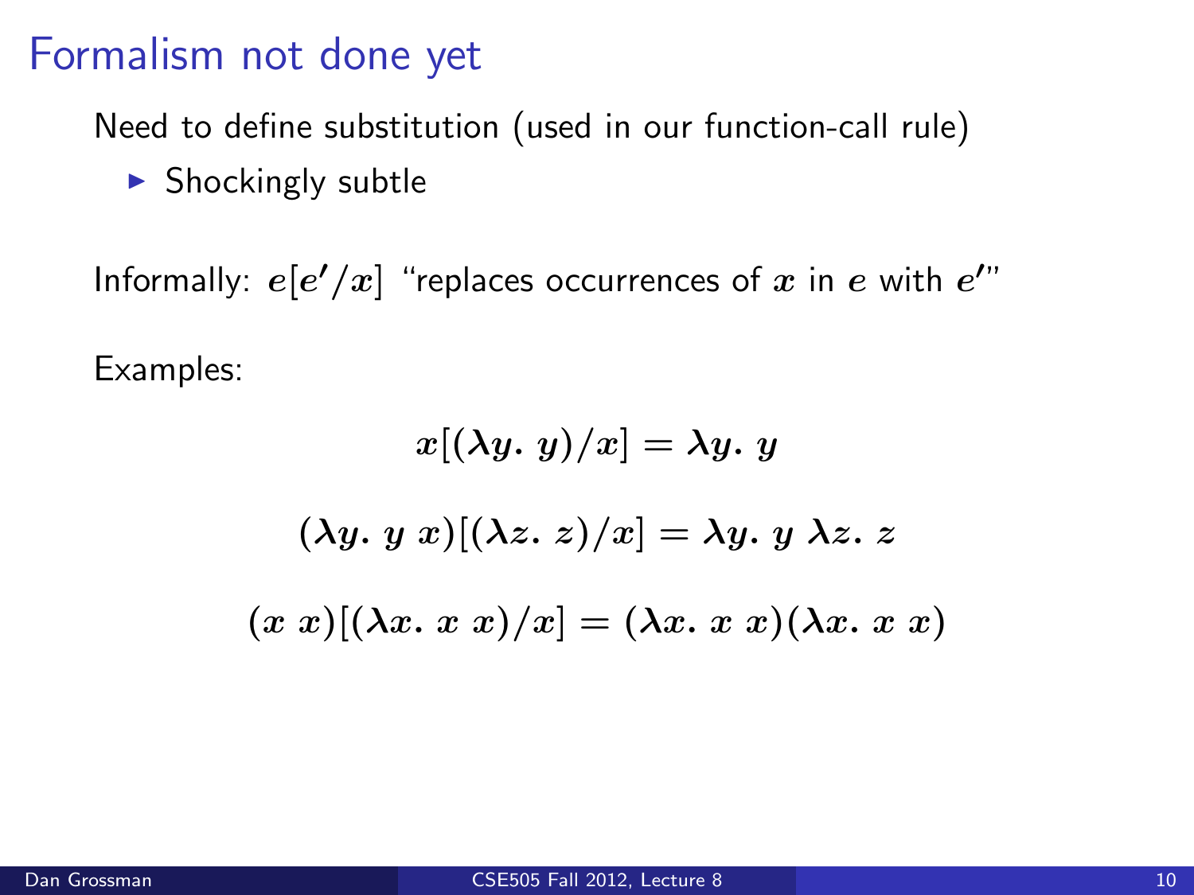# Formalism not done yet

Need to define substitution (used in our function-call rule)

- Shockingly subtle

Informally: $e[e'/x]$ "replaces occurrences of $x$ in $e$ with $e'$"

Examples:

$$x[(\lambda y.\ y)/x] = \lambda y.\ y$$

$$(\lambda y.\ y\ x)[(\lambda z.\ z)/x] = \lambda y.\ y\ \lambda z.\ z$$

$$(x\ x)[(\lambda x.\ x\ x)/x] = (\lambda x.\ x\ x)(\lambda x.\ x\ x)$$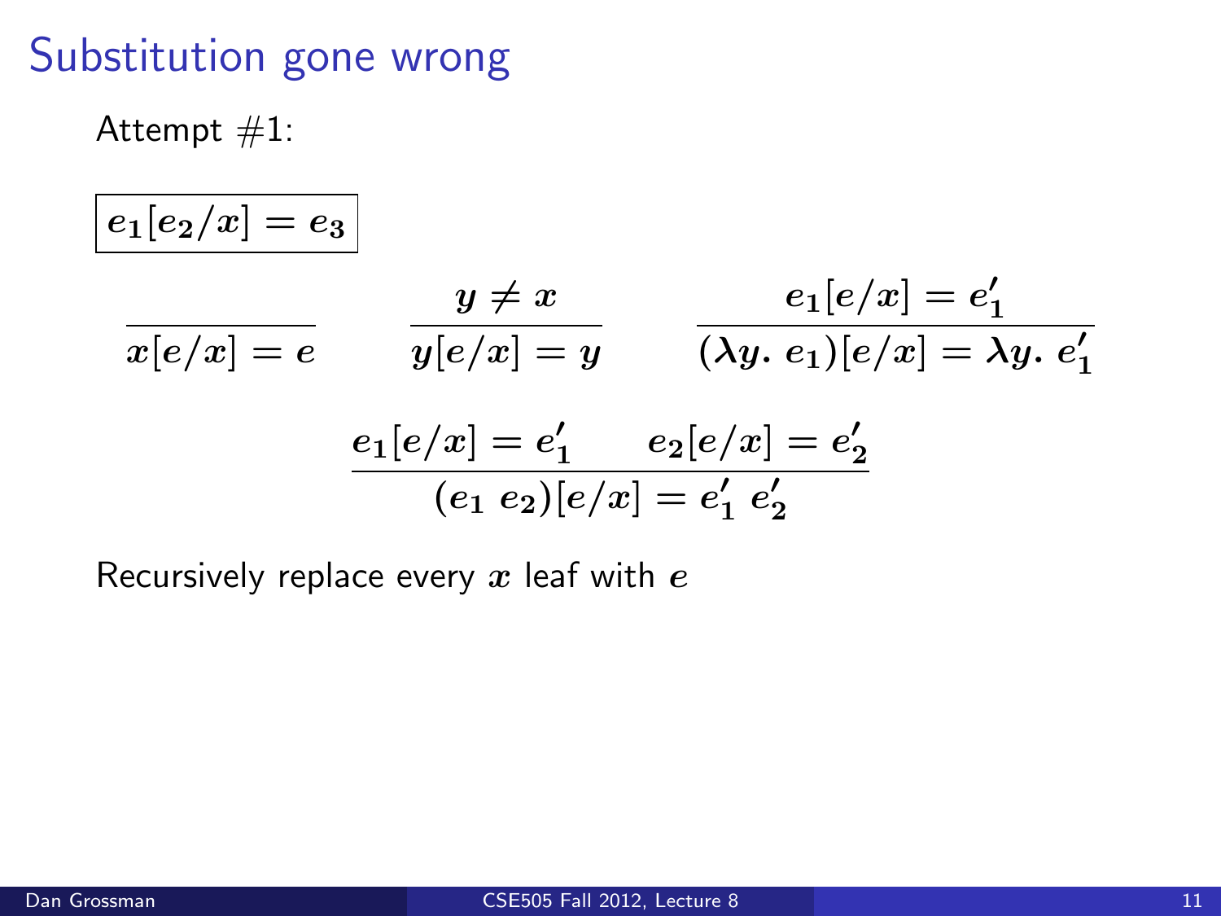# Substitution gone wrong

Attempt #1:

$$\boxed{e_1[e_2/x] = e_3}$$

$$\frac{}{x[e/x] = e} \qquad \frac{y \neq x}{y[e/x] = y} \qquad \frac{e_1[e/x] = e_1'}{(\lambda y.\ e_1)[e/x] = \lambda y.\ e_1'}$$

$$\frac{e_1[e/x] = e_1' \qquad e_2[e/x] = e_2'}{(e_1\ e_2)[e/x] = e_1'\ e_2'}$$

Recursively replace every $x$ leaf with $e$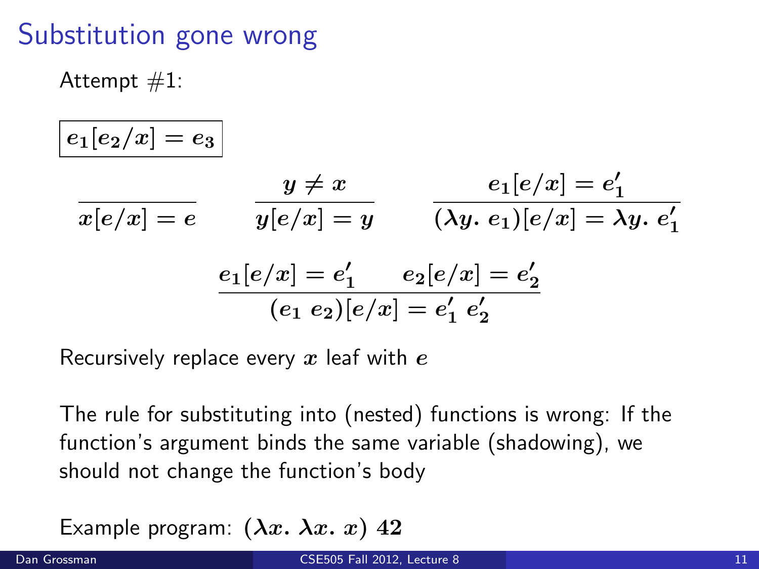# Substitution gone wrong

Attempt #1:

$$\boxed{e_1[e_2/x] = e_3}$$

$$\frac{}{x[e/x] = e} \qquad \frac{y \neq x}{y[e/x] = y} \qquad \frac{e_1[e/x] = e_1'}{(\lambda y.\ e_1)[e/x] = \lambda y.\ e_1'}$$

$$\frac{e_1[e/x] = e_1' \qquad e_2[e/x] = e_2'}{(e_1\ e_2)[e/x] = e_1'\ e_2'}$$

Recursively replace every $x$ leaf with $e$

The rule for substituting into (nested) functions is wrong: If the function's argument binds the same variable (shadowing), we should not change the function's body

Example program: $(\lambda x.\ \lambda x.\ x)\ 42$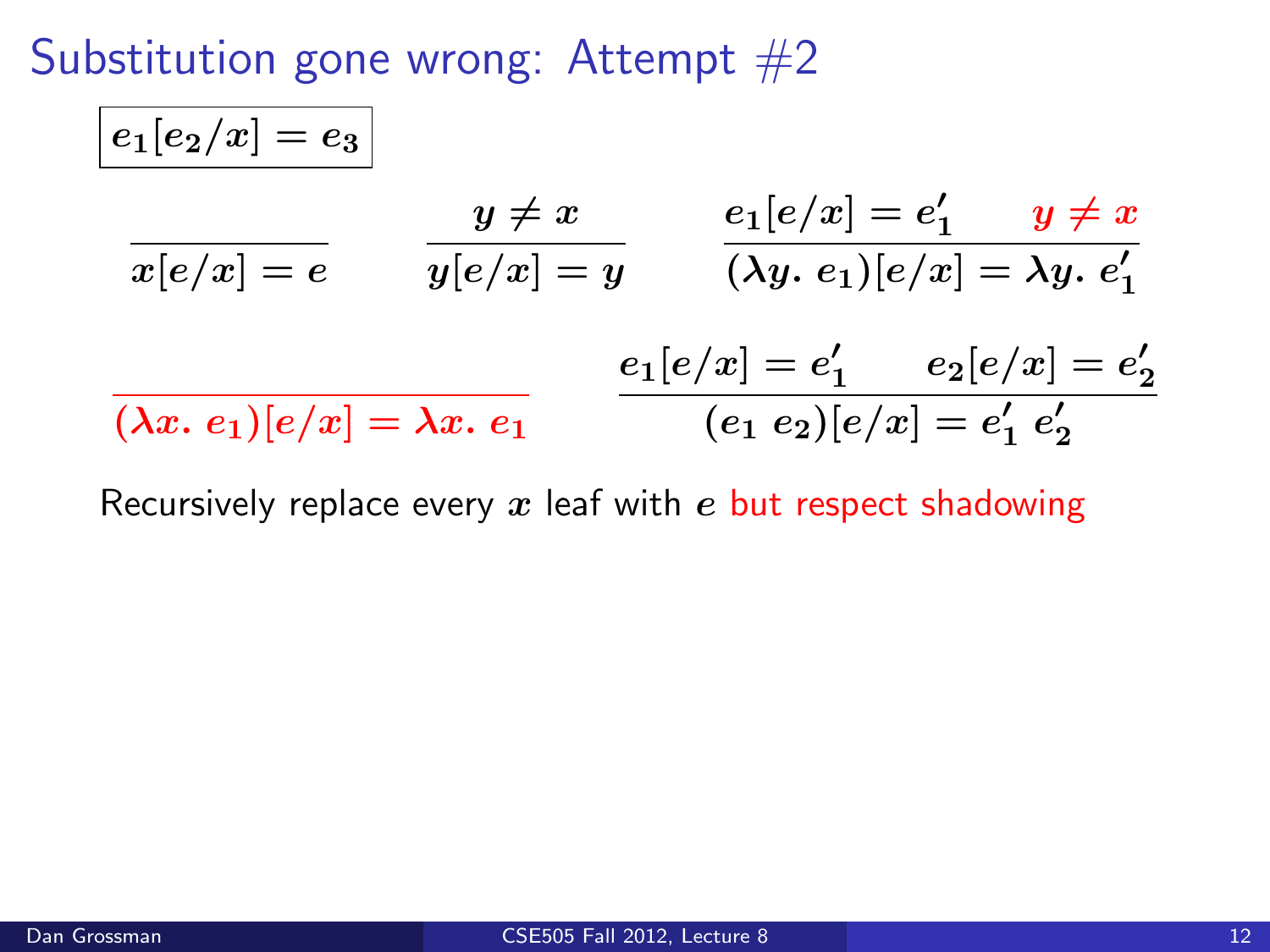# Substitution gone wrong: Attempt #2

$$\boxed{e_1[e_2/x] = e_3}$$

$$\frac{}{x[e/x] = e} \qquad \frac{y \neq x}{y[e/x] = y} \qquad \frac{e_1[e/x] = e_1' \qquad y \neq x}{(\lambda y.\ e_1)[e/x] = \lambda y.\ e_1'}$$

$$\frac{}{(\lambda x.\ e_1)[e/x] = \lambda x.\ e_1} \qquad \frac{e_1[e/x] = e_1' \qquad e_2[e/x] = e_2'}{(e_1\ e_2)[e/x] = e_1'\ e_2'}$$

Recursively replace every $x$ leaf with $e$ but respect shadowing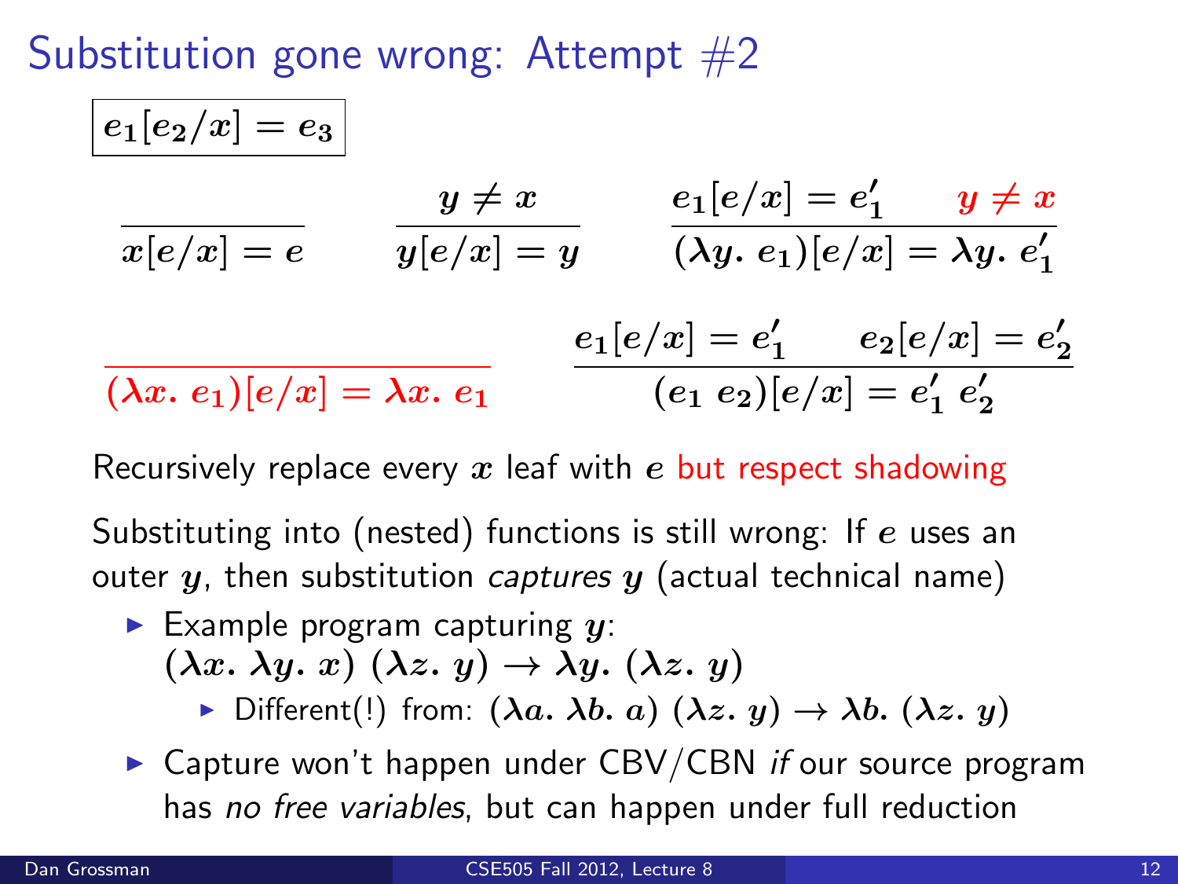# Substitution gone wrong: Attempt #2

$$\boxed{e_1[e_2/x] = e_3}$$

$$\frac{}{x[e/x] = e} \qquad \frac{y \neq x}{y[e/x] = y} \qquad \frac{e_1[e/x] = e_1' \qquad y \neq x}{(\lambda y.\ e_1)[e/x] = \lambda y.\ e_1'}$$

$$\frac{}{(\lambda x.\ e_1)[e/x] = \lambda x.\ e_1} \qquad \frac{e_1[e/x] = e_1' \qquad e_2[e/x] = e_2'}{(e_1\ e_2)[e/x] = e_1'\ e_2'}$$

Recursively replace every $x$ leaf with $e$ but respect shadowing

Substituting into (nested) functions is still wrong: If $e$ uses an outer $y$, then substitution *captures* $y$ (actual technical name)

- Example program capturing $y$:
  $(\lambda x.\ \lambda y.\ x)\ (\lambda z.\ y) \rightarrow \lambda y.\ (\lambda z.\ y)$
  - Different(!) from: $(\lambda a.\ \lambda b.\ a)\ (\lambda z.\ y) \rightarrow \lambda b.\ (\lambda z.\ y)$
- Capture won't happen under CBV/CBN *if* our source program has *no free variables*, but can happen under full reduction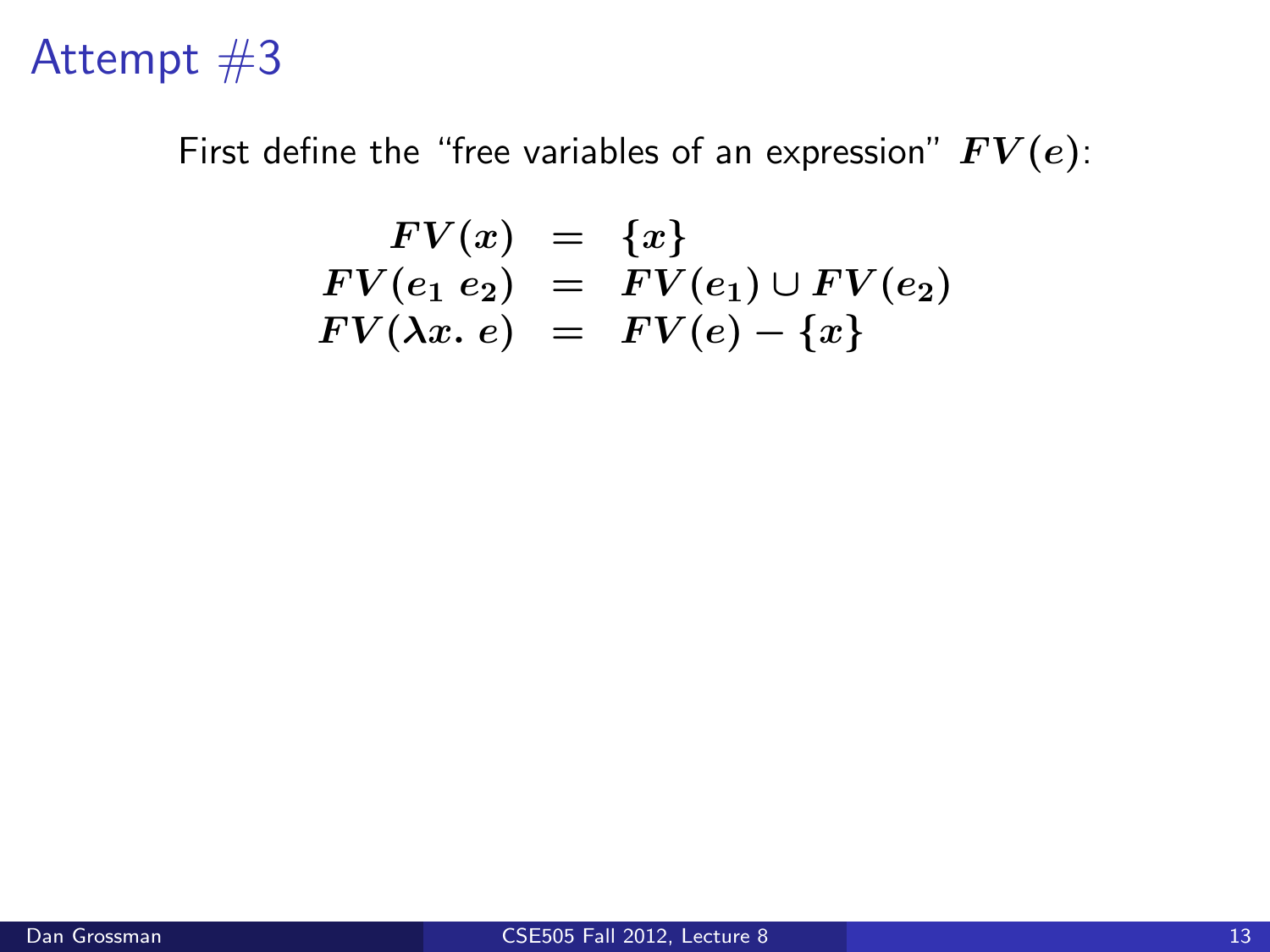# Attempt #3

First define the "free variables of an expression" $FV(e)$:

$$
\begin{array}{rcl}
FV(x) & = & \{x\} \\
FV(e_1\ e_2) & = & FV(e_1) \cup FV(e_2) \\
FV(\lambda x.\ e) & = & FV(e) - \{x\}
\end{array}
$$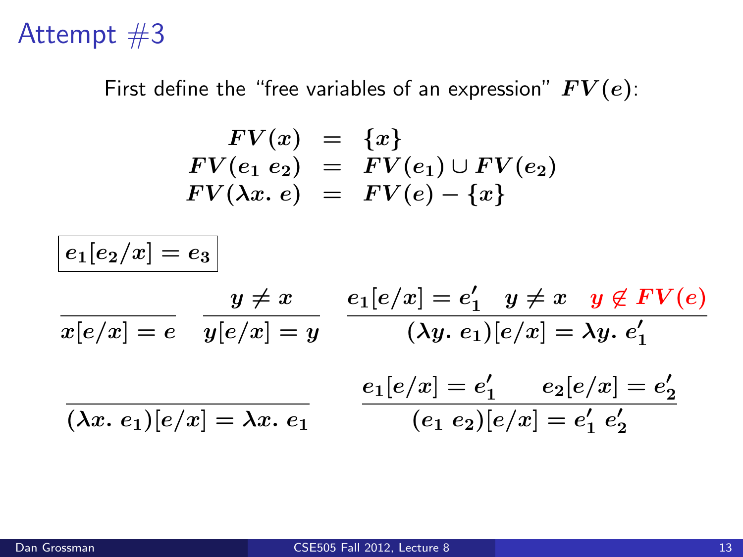# Attempt #3

First define the "free variables of an expression" $FV(e)$:

$$
\begin{aligned}
FV(x) &= \{x\} \\
FV(e_1\ e_2) &= FV(e_1) \cup FV(e_2) \\
FV(\lambda x.\ e) &= FV(e) - \{x\}
\end{aligned}
$$

$\boxed{e_1[e_2/x] = e_3}$

$$
\frac{}{x[e/x] = e} \qquad \frac{y \neq x}{y[e/x] = y} \qquad \frac{e_1[e/x] = e_1' \quad y \neq x \quad y \notin FV(e)}{(\lambda y.\ e_1)[e/x] = \lambda y.\ e_1'}
$$

$$
\frac{}{(\lambda x.\ e_1)[e/x] = \lambda x.\ e_1} \qquad \frac{e_1[e/x] = e_1' \qquad e_2[e/x] = e_2'}{(e_1\ e_2)[e/x] = e_1'\ e_2'}
$$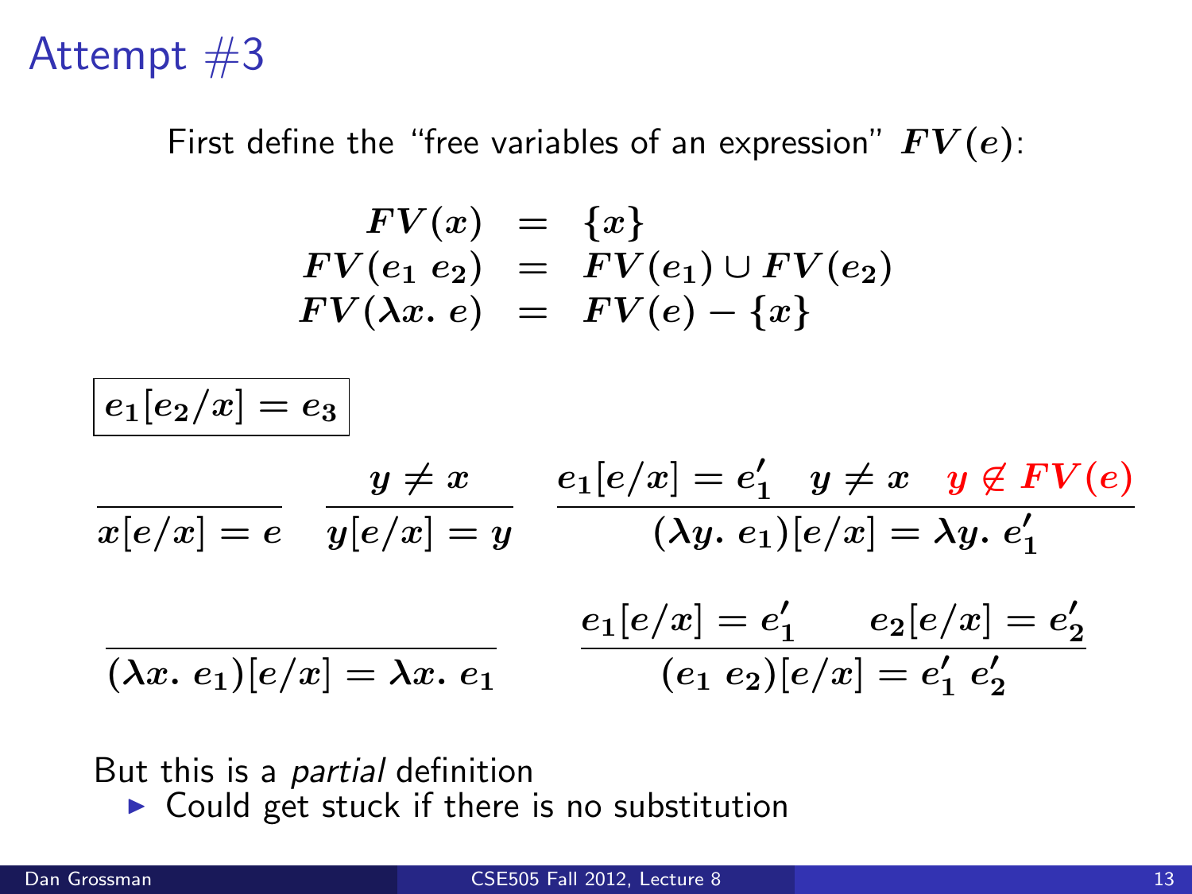# Attempt #3

First define the "free variables of an expression" $FV(e)$:

$$
\begin{aligned}
FV(x) &= \{x\} \\
FV(e_1\ e_2) &= FV(e_1) \cup FV(e_2) \\
FV(\lambda x.\ e) &= FV(e) - \{x\}
\end{aligned}
$$

$\boxed{e_1[e_2/x] = e_3}$

$$
\frac{}{x[e/x] = e} \qquad \frac{y \neq x}{y[e/x] = y} \qquad \frac{e_1[e/x] = e_1' \quad y \neq x \quad y \notin FV(e)}{(\lambda y.\ e_1)[e/x] = \lambda y.\ e_1'}
$$

$$
\frac{}{(\lambda x.\ e_1)[e/x] = \lambda x.\ e_1} \qquad \frac{e_1[e/x] = e_1' \quad e_2[e/x] = e_2'}{(e_1\ e_2)[e/x] = e_1'\ e_2'}
$$

But this is a *partial* definition

- Could get stuck if there is no substitution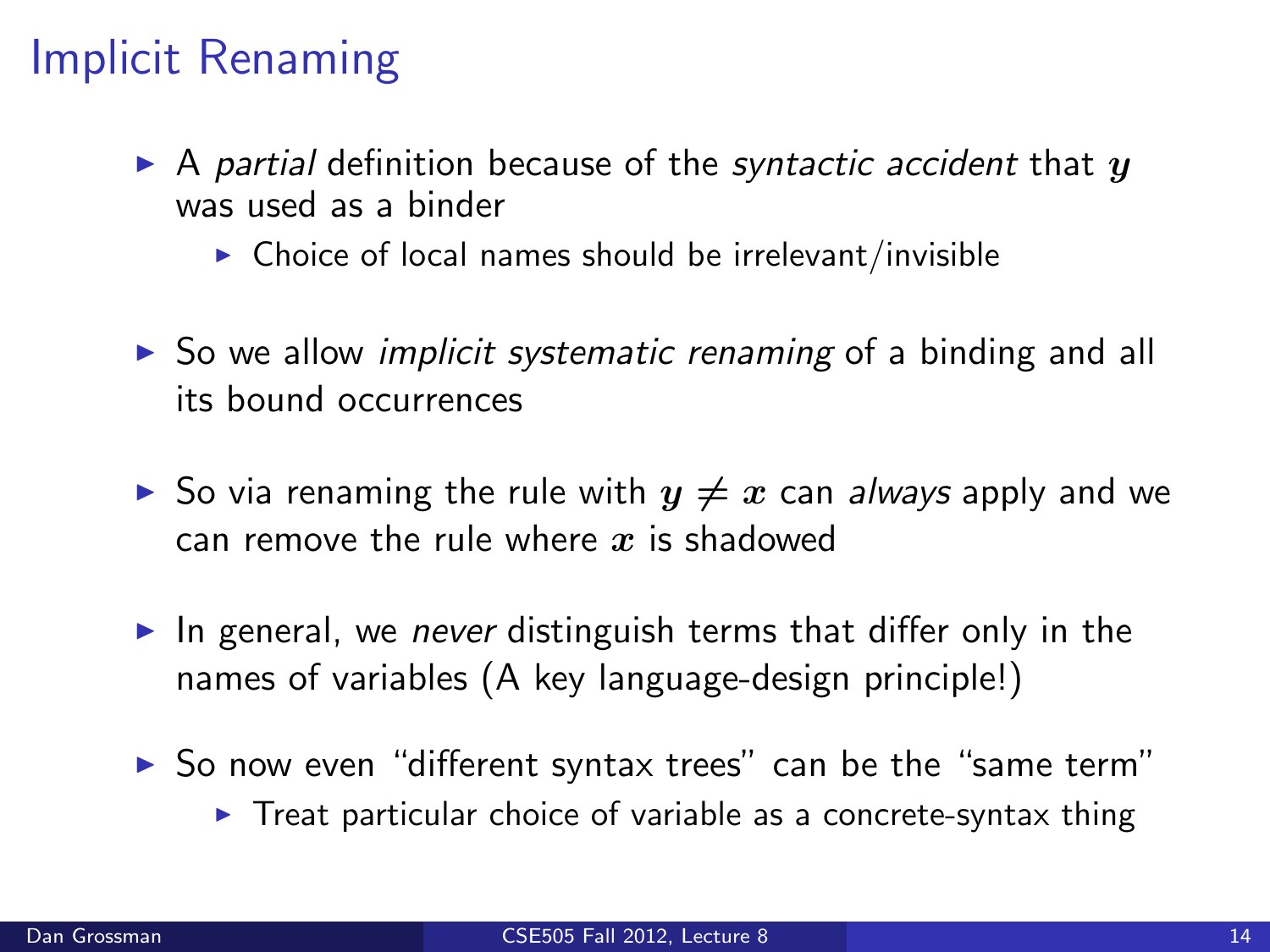# Implicit Renaming

- A *partial* definition because of the *syntactic accident* that $y$ was used as a binder
  - Choice of local names should be irrelevant/invisible
- So we allow *implicit systematic renaming* of a binding and all its bound occurrences
- So via renaming the rule with $y \neq x$ can *always* apply and we can remove the rule where $x$ is shadowed
- In general, we *never* distinguish terms that differ only in the names of variables (A key language-design principle!)
- So now even "different syntax trees" can be the "same term"
  - Treat particular choice of variable as a concrete-syntax thing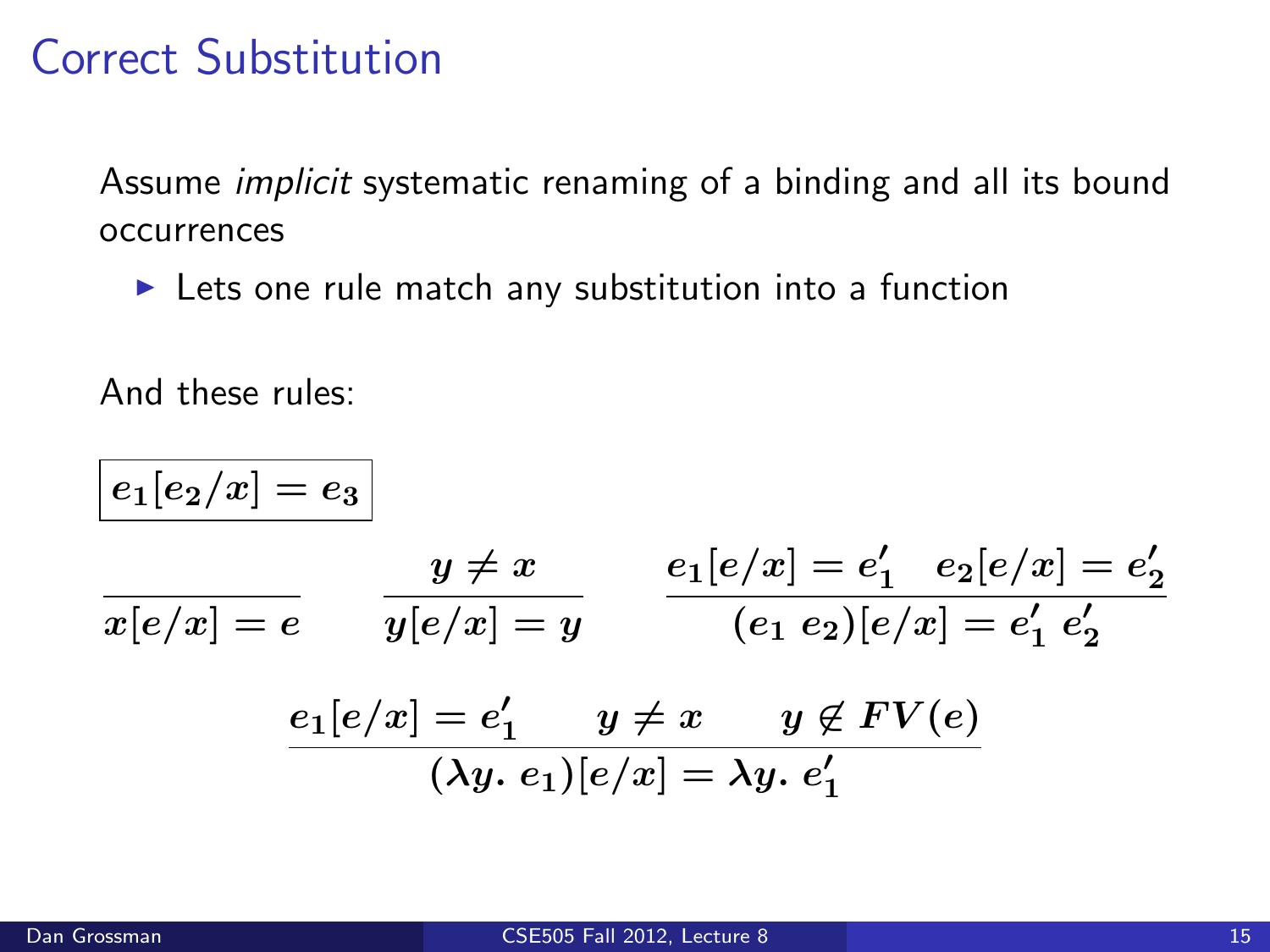# Correct Substitution

Assume *implicit* systematic renaming of a binding and all its bound occurrences

- Lets one rule match any substitution into a function

And these rules:

$$\boxed{e_1[e_2/x] = e_3}$$

$$\frac{}{x[e/x] = e} \qquad \frac{y \neq x}{y[e/x] = y} \qquad \frac{e_1[e/x] = e_1' \quad e_2[e/x] = e_2'}{(e_1\ e_2)[e/x] = e_1'\ e_2'}$$

$$\frac{e_1[e/x] = e_1' \qquad y \neq x \qquad y \notin FV(e)}{(\lambda y.\ e_1)[e/x] = \lambda y.\ e_1'}$$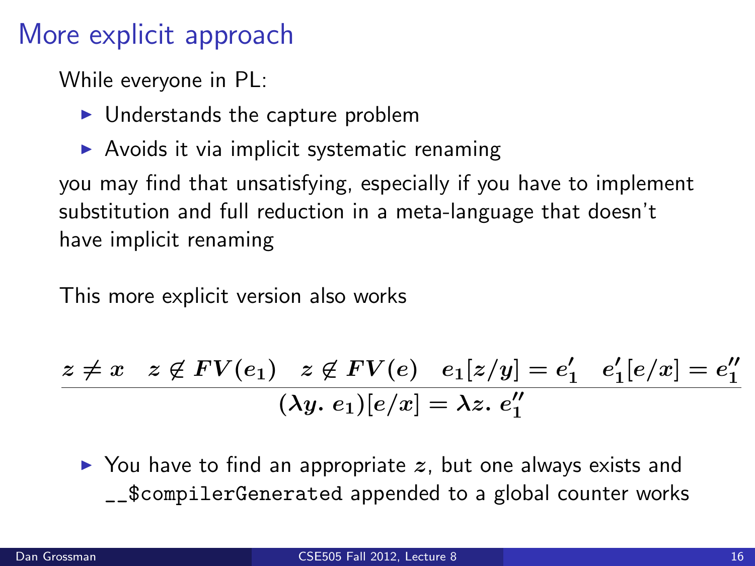# More explicit approach

While everyone in PL:

- Understands the capture problem
- Avoids it via implicit systematic renaming

you may find that unsatisfying, especially if you have to implement substitution and full reduction in a meta-language that doesn't have implicit renaming

This more explicit version also works

$$\frac{z \neq x \quad z \notin FV(e_1) \quad z \notin FV(e) \quad e_1[z/y] = e_1' \quad e_1'[e/x] = e_1''}{(\lambda y.\ e_1)[e/x] = \lambda z.\ e_1''}$$

- You have to find an appropriate $z$, but one always exists and `__$compilerGenerated` appended to a global counter works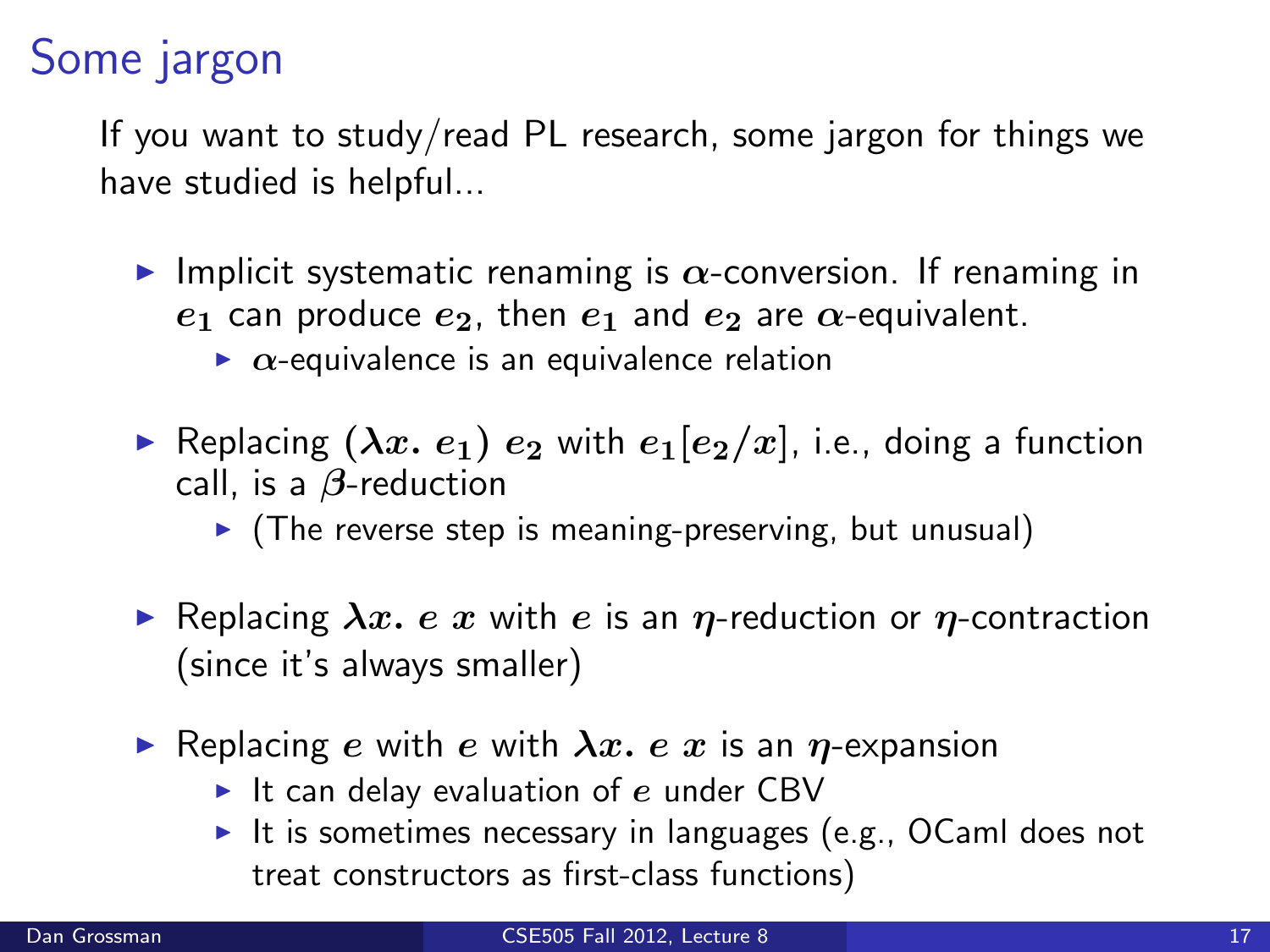# Some jargon

If you want to study/read PL research, some jargon for things we have studied is helpful...

- Implicit systematic renaming is $\alpha$-conversion. If renaming in $e_1$ can produce $e_2$, then $e_1$ and $e_2$ are $\alpha$-equivalent.
  - $\alpha$-equivalence is an equivalence relation
- Replacing $(\lambda x.\ e_1)\ e_2$ with $e_1[e_2/x]$, i.e., doing a function call, is a $\beta$-reduction
  - (The reverse step is meaning-preserving, but unusual)
- Replacing $\lambda x.\ e\ x$ with $e$ is an $\eta$-reduction or $\eta$-contraction (since it's always smaller)
- Replacing $e$ with $e$ with $\lambda x.\ e\ x$ is an $\eta$-expansion
  - It can delay evaluation of $e$ under CBV
  - It is sometimes necessary in languages (e.g., OCaml does not treat constructors as first-class functions)